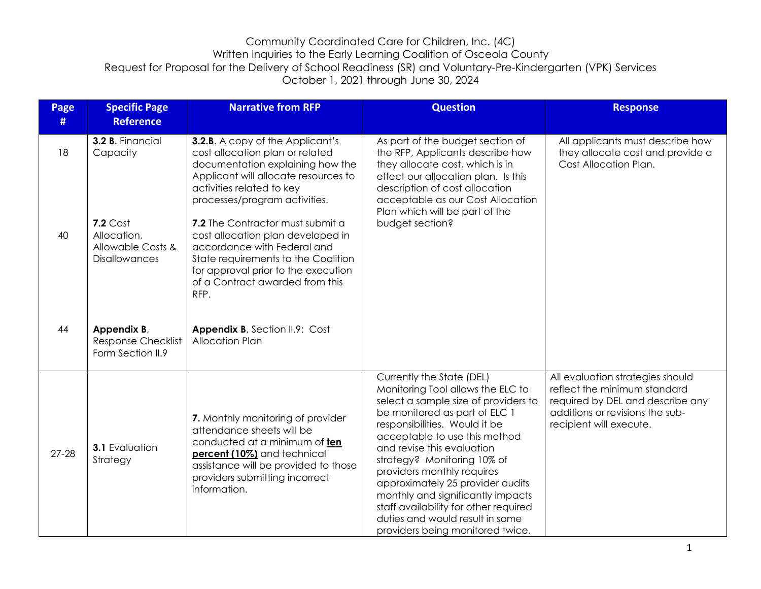Community Coordinated Care for Children, Inc. (4C)
Written Inquiries to the Early Learning Coalition of Osceola County
Request for Proposal for the Delivery of School Readiness (SR) and Voluntary-Pre-Kindergarten (VPK) Services
October 1, 2021 through June 30, 2024

| Page # | Specific Page Reference | Narrative from RFP | Question | Response |
|---|---|---|---|---|
| 18<br><br>40<br><br>44 | **3.2 B**. Financial Capacity<br><br>**7.2** Cost Allocation, Allowable Costs & Disallowances<br><br>**Appendix B**, Response Checklist Form Section II.9 | **3.2.B**. A copy of the Applicant's cost allocation plan or related documentation explaining how the Applicant will allocate resources to activities related to key processes/program activities.<br><br>**7.2** The Contractor must submit a cost allocation plan developed in accordance with Federal and State requirements to the Coalition for approval prior to the execution of a Contract awarded from this RFP.<br><br>**Appendix B**, Section II.9: Cost Allocation Plan | As part of the budget section of the RFP, Applicants describe how they allocate cost, which is in effect our allocation plan. Is this description of cost allocation acceptable as our Cost Allocation Plan which will be part of the budget section? | All applicants must describe how they allocate cost and provide a Cost Allocation Plan. |
| 27-28 | **3.1** Evaluation Strategy | **7.** Monthly monitoring of provider attendance sheets will be conducted at a minimum of **ten percent (10%)** and technical assistance will be provided to those providers submitting incorrect information. | Currently the State (DEL) Monitoring Tool allows the ELC to select a sample size of providers to be monitored as part of ELC 1 responsibilities. Would it be acceptable to use this method and revise this evaluation strategy? Monitoring 10% of providers monthly requires approximately 25 provider audits monthly and significantly impacts staff availability for other required duties and would result in some providers being monitored twice. | All evaluation strategies should reflect the minimum standard required by DEL and describe any additions or revisions the sub-recipient will execute. |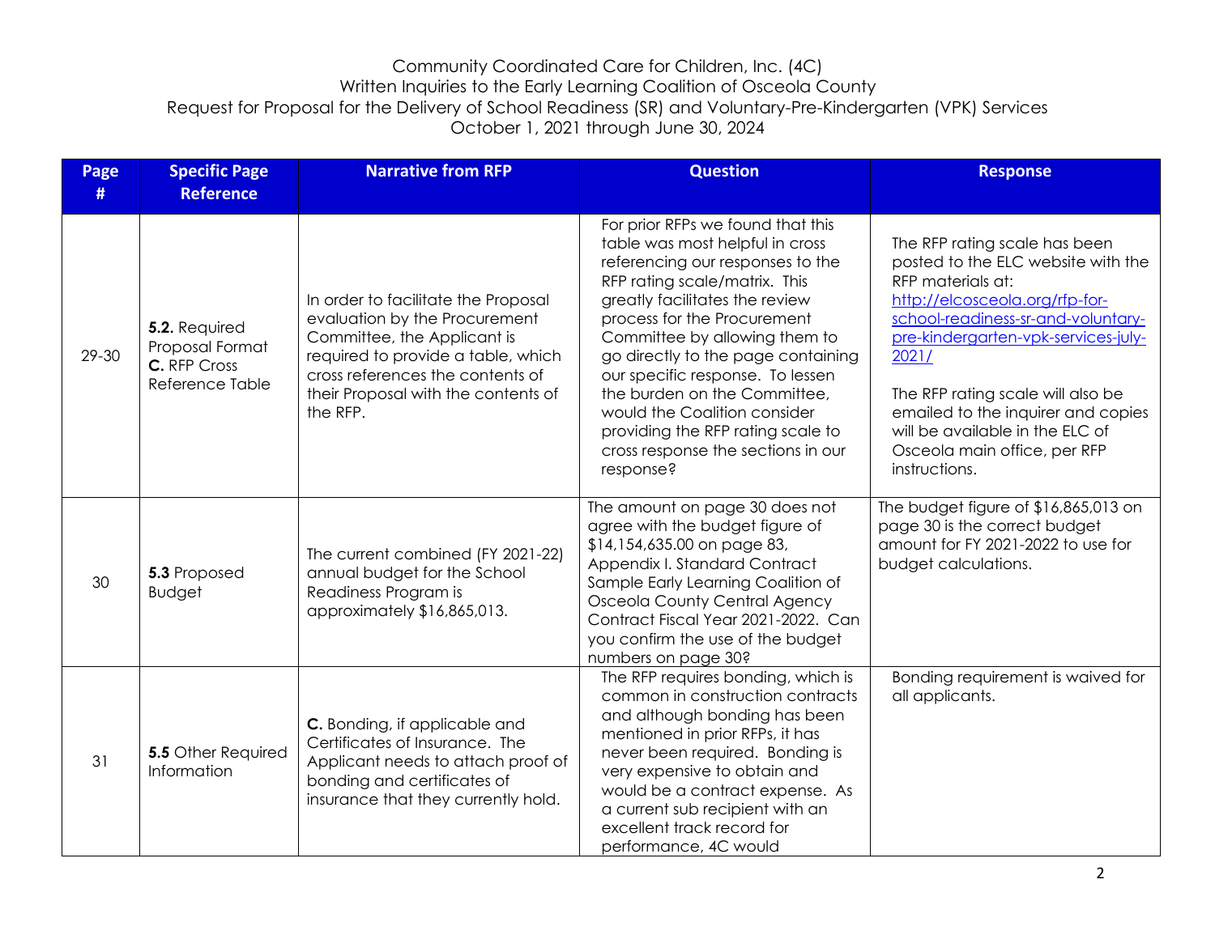Community Coordinated Care for Children, Inc. (4C)
Written Inquiries to the Early Learning Coalition of Osceola County
Request for Proposal for the Delivery of School Readiness (SR) and Voluntary-Pre-Kindergarten (VPK) Services
October 1, 2021 through June 30, 2024

| Page # | Specific Page Reference | Narrative from RFP | Question | Response |
|---|---|---|---|---|
| 29-30 | **5.2.** Required Proposal Format **C.** RFP Cross Reference Table | In order to facilitate the Proposal evaluation by the Procurement Committee, the Applicant is required to provide a table, which cross references the contents of their Proposal with the contents of the RFP. | For prior RFPs we found that this table was most helpful in cross referencing our responses to the RFP rating scale/matrix. This greatly facilitates the review process for the Procurement Committee by allowing them to go directly to the page containing our specific response. To lessen the burden on the Committee, would the Coalition consider providing the RFP rating scale to cross response the sections in our response? | The RFP rating scale has been posted to the ELC website with the RFP materials at: http://elcosceola.org/rfp-for-school-readiness-sr-and-voluntary-pre-kindergarten-vpk-services-july-2021/<br><br>The RFP rating scale will also be emailed to the inquirer and copies will be available in the ELC of Osceola main office, per RFP instructions. |
| 30 | **5.3** Proposed Budget | The current combined (FY 2021-22) annual budget for the School Readiness Program is approximately $16,865,013. | The amount on page 30 does not agree with the budget figure of $14,154,635.00 on page 83, Appendix I. Standard Contract Sample Early Learning Coalition of Osceola County Central Agency Contract Fiscal Year 2021-2022. Can you confirm the use of the budget numbers on page 30? | The budget figure of $16,865,013 on page 30 is the correct budget amount for FY 2021-2022 to use for budget calculations. |
| 31 | **5.5** Other Required Information | **C.** Bonding, if applicable and Certificates of Insurance. The Applicant needs to attach proof of bonding and certificates of insurance that they currently hold. | The RFP requires bonding, which is common in construction contracts and although bonding has been mentioned in prior RFPs, it has never been required. Bonding is very expensive to obtain and would be a contract expense. As a current sub recipient with an excellent track record for performance, 4C would | Bonding requirement is waived for all applicants. |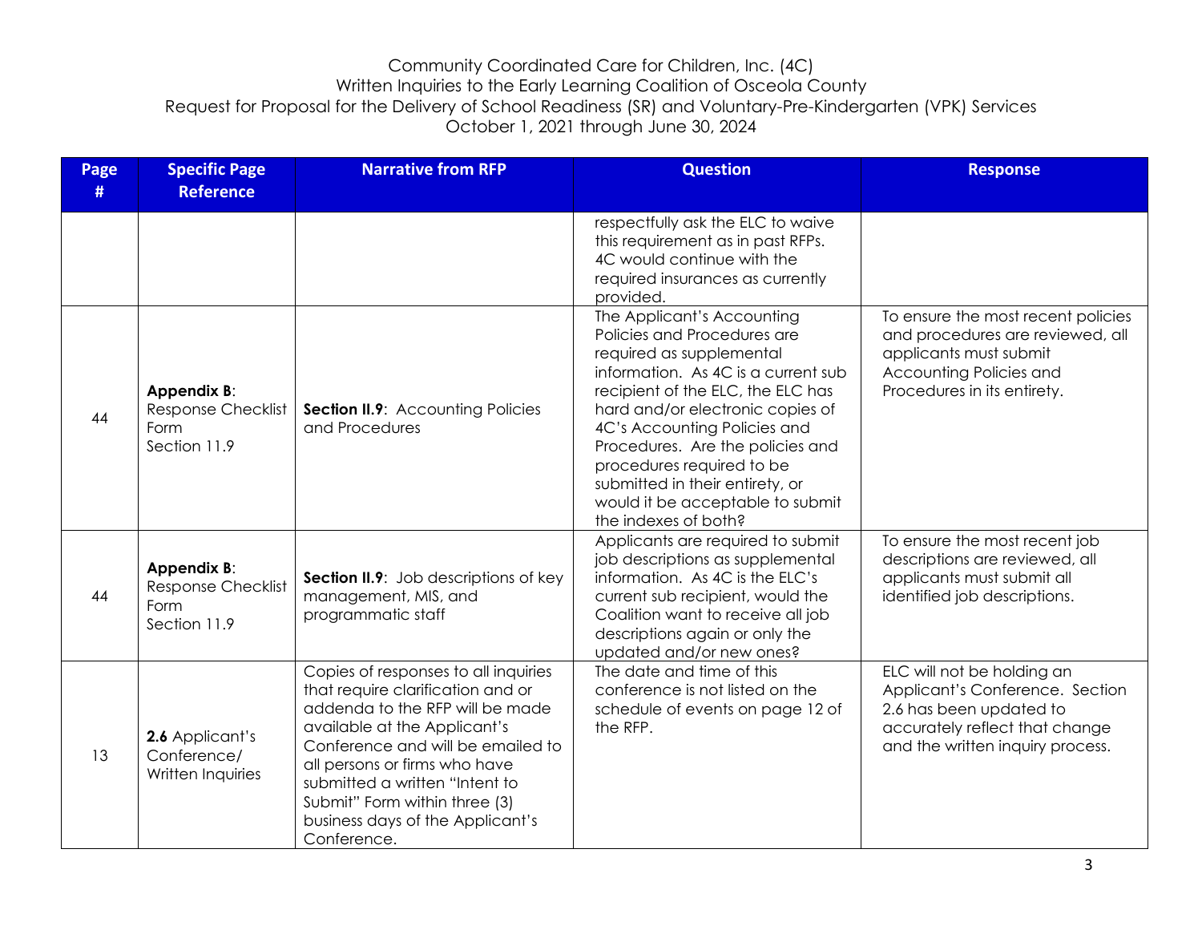Community Coordinated Care for Children, Inc. (4C)
Written Inquiries to the Early Learning Coalition of Osceola County
Request for Proposal for the Delivery of School Readiness (SR) and Voluntary-Pre-Kindergarten (VPK) Services
October 1, 2021 through June 30, 2024

| Page # | Specific Page Reference | Narrative from RFP | Question | Response |
|---|---|---|---|---|
| | | | respectfully ask the ELC to waive this requirement as in past RFPs. 4C would continue with the required insurances as currently provided. | |
| 44 | **Appendix B**: Response Checklist Form Section 11.9 | **Section II.9**: Accounting Policies and Procedures | The Applicant's Accounting Policies and Procedures are required as supplemental information. As 4C is a current sub recipient of the ELC, the ELC has hard and/or electronic copies of 4C's Accounting Policies and Procedures. Are the policies and procedures required to be submitted in their entirety, or would it be acceptable to submit the indexes of both? | To ensure the most recent policies and procedures are reviewed, all applicants must submit Accounting Policies and Procedures in its entirety. |
| 44 | **Appendix B**: Response Checklist Form Section 11.9 | **Section II.9**: Job descriptions of key management, MIS, and programmatic staff | Applicants are required to submit job descriptions as supplemental information. As 4C is the ELC's current sub recipient, would the Coalition want to receive all job descriptions again or only the updated and/or new ones? | To ensure the most recent job descriptions are reviewed, all applicants must submit all identified job descriptions. |
| 13 | **2.6** Applicant's Conference/ Written Inquiries | Copies of responses to all inquiries that require clarification and or addenda to the RFP will be made available at the Applicant's Conference and will be emailed to all persons or firms who have submitted a written "Intent to Submit" Form within three (3) business days of the Applicant's Conference. | The date and time of this conference is not listed on the schedule of events on page 12 of the RFP. | ELC will not be holding an Applicant's Conference. Section 2.6 has been updated to accurately reflect that change and the written inquiry process. |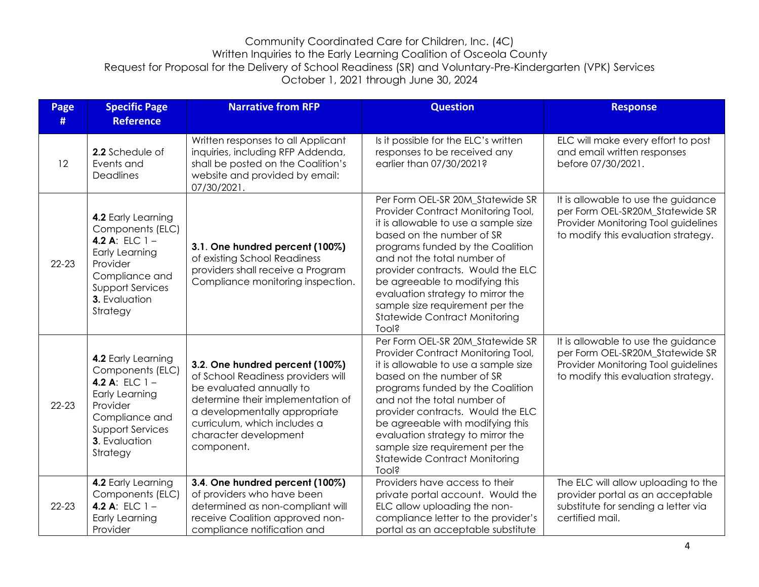Community Coordinated Care for Children, Inc. (4C)
Written Inquiries to the Early Learning Coalition of Osceola County
Request for Proposal for the Delivery of School Readiness (SR) and Voluntary-Pre-Kindergarten (VPK) Services
October 1, 2021 through June 30, 2024

| Page # | Specific Page Reference | Narrative from RFP | Question | Response |
|---|---|---|---|---|
| 12 | **2.2** Schedule of Events and Deadlines | Written responses to all Applicant inquiries, including RFP Addenda, shall be posted on the Coalition's website and provided by email: 07/30/2021. | Is it possible for the ELC's written responses to be received any earlier than 07/30/2021? | ELC will make every effort to post and email written responses before 07/30/2021. |
| 22-23 | **4.2** Early Learning Components (ELC) **4.2 A**: ELC 1 – Early Learning Provider Compliance and Support Services **3.** Evaluation Strategy | **3.1. One hundred percent (100%)** of existing School Readiness providers shall receive a Program Compliance monitoring inspection. | Per Form OEL-SR 20M_Statewide SR Provider Contract Monitoring Tool, it is allowable to use a sample size based on the number of SR programs funded by the Coalition and not the total number of provider contracts. Would the ELC be agreeable to modifying this evaluation strategy to mirror the sample size requirement per the Statewide Contract Monitoring Tool? | It is allowable to use the guidance per Form OEL-SR20M_Statewide SR Provider Monitoring Tool guidelines to modify this evaluation strategy. |
| 22-23 | **4.2** Early Learning Components (ELC) **4.2 A**: ELC 1 – Early Learning Provider Compliance and Support Services **3**. Evaluation Strategy | **3.2. One hundred percent (100%)** of School Readiness providers will be evaluated annually to determine their implementation of a developmentally appropriate curriculum, which includes a character development component. | Per Form OEL-SR 20M_Statewide SR Provider Contract Monitoring Tool, it is allowable to use a sample size based on the number of SR programs funded by the Coalition and not the total number of provider contracts. Would the ELC be agreeable with modifying this evaluation strategy to mirror the sample size requirement per the Statewide Contract Monitoring Tool? | It is allowable to use the guidance per Form OEL-SR20M_Statewide SR Provider Monitoring Tool guidelines to modify this evaluation strategy. |
| 22-23 | **4.2** Early Learning Components (ELC) **4.2 A**: ELC 1 – Early Learning Provider | **3.4. One hundred percent (100%)** of providers who have been determined as non-compliant will receive Coalition approved non-compliance notification and | Providers have access to their private portal account. Would the ELC allow uploading the non-compliance letter to the provider's portal as an acceptable substitute | The ELC will allow uploading to the provider portal as an acceptable substitute for sending a letter via certified mail. |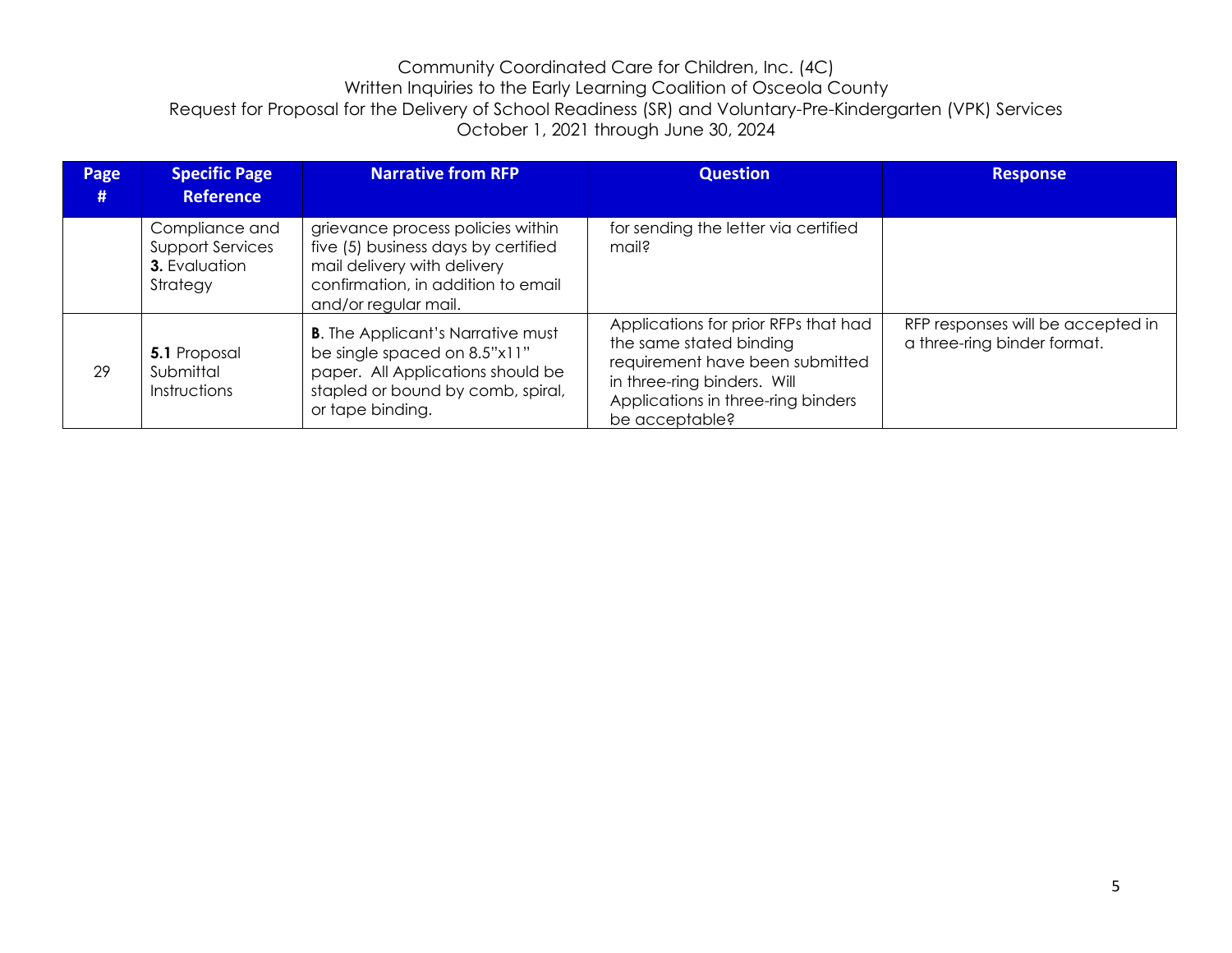Community Coordinated Care for Children, Inc. (4C)
Written Inquiries to the Early Learning Coalition of Osceola County
Request for Proposal for the Delivery of School Readiness (SR) and Voluntary-Pre-Kindergarten (VPK) Services
October 1, 2021 through June 30, 2024

| Page # | Specific Page Reference | Narrative from RFP | Question | Response |
|---|---|---|---|---|
| | Compliance and Support Services **3.** Evaluation Strategy | grievance process policies within five (5) business days by certified mail delivery with delivery confirmation, in addition to email and/or regular mail. | for sending the letter via certified mail? | |
| 29 | **5.1** Proposal Submittal Instructions | **B**. The Applicant's Narrative must be single spaced on 8.5"x11" paper. All Applications should be stapled or bound by comb, spiral, or tape binding. | Applications for prior RFPs that had the same stated binding requirement have been submitted in three-ring binders. Will Applications in three-ring binders be acceptable? | RFP responses will be accepted in a three-ring binder format. |